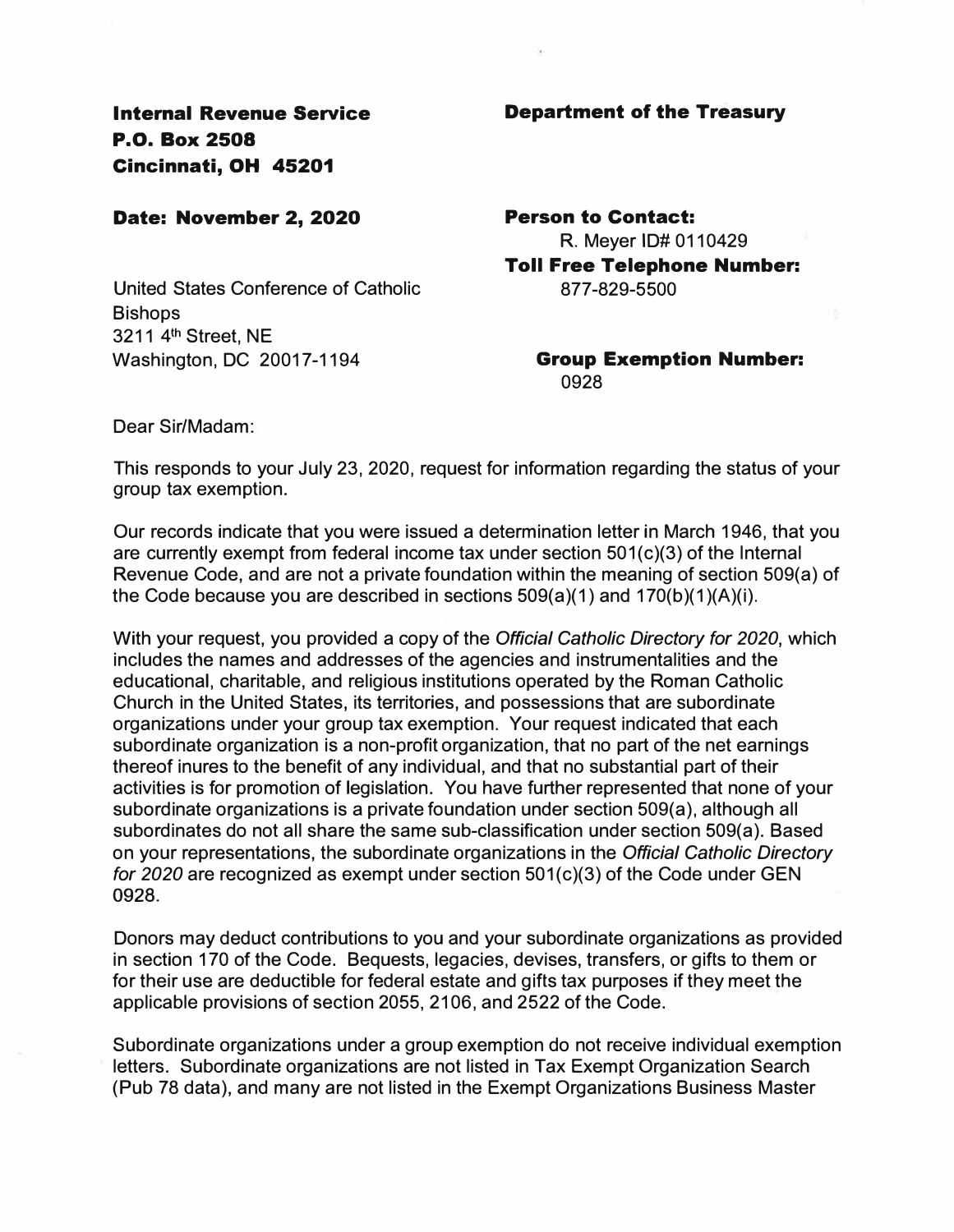**Internal Revenue Service**
**P.O. Box 2508**
**Cincinnati, OH 45201**

**Department of the Treasury**

**Date: November 2, 2020**

**Person to Contact:**
R. Meyer ID# 0110429
**Toll Free Telephone Number:**
877-829-5500

United States Conference of Catholic Bishops
3211 4th Street, NE
Washington, DC 20017-1194

**Group Exemption Number:**
0928

Dear Sir/Madam:

This responds to your July 23, 2020, request for information regarding the status of your group tax exemption.

Our records indicate that you were issued a determination letter in March 1946, that you are currently exempt from federal income tax under section 501(c)(3) of the Internal Revenue Code, and are not a private foundation within the meaning of section 509(a) of the Code because you are described in sections 509(a)(1) and 170(b)(1)(A)(i).

With your request, you provided a copy of the *Official Catholic Directory for 2020*, which includes the names and addresses of the agencies and instrumentalities and the educational, charitable, and religious institutions operated by the Roman Catholic Church in the United States, its territories, and possessions that are subordinate organizations under your group tax exemption. Your request indicated that each subordinate organization is a non-profit organization, that no part of the net earnings thereof inures to the benefit of any individual, and that no substantial part of their activities is for promotion of legislation. You have further represented that none of your subordinate organizations is a private foundation under section 509(a), although all subordinates do not all share the same sub-classification under section 509(a). Based on your representations, the subordinate organizations in the *Official Catholic Directory for 2020* are recognized as exempt under section 501(c)(3) of the Code under GEN 0928.

Donors may deduct contributions to you and your subordinate organizations as provided in section 170 of the Code. Bequests, legacies, devises, transfers, or gifts to them or for their use are deductible for federal estate and gifts tax purposes if they meet the applicable provisions of section 2055, 2106, and 2522 of the Code.

Subordinate organizations under a group exemption do not receive individual exemption letters. Subordinate organizations are not listed in Tax Exempt Organization Search (Pub 78 data), and many are not listed in the Exempt Organizations Business Master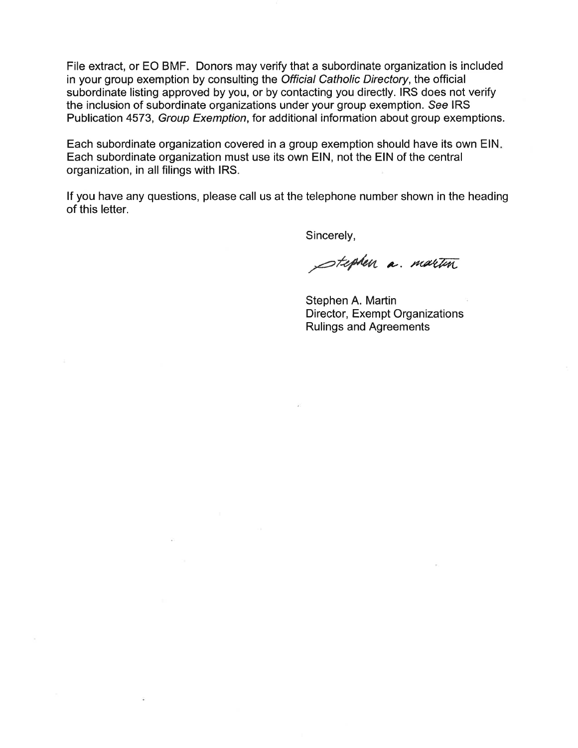File extract, or EO BMF. Donors may verify that a subordinate organization is included in your group exemption by consulting the *Official Catholic Directory*, the official subordinate listing approved by you, or by contacting you directly. IRS does not verify the inclusion of subordinate organizations under your group exemption. *See* IRS Publication 4573, *Group Exemption*, for additional information about group exemptions.

Each subordinate organization covered in a group exemption should have its own EIN. Each subordinate organization must use its own EIN, not the EIN of the central organization, in all filings with IRS.

If you have any questions, please call us at the telephone number shown in the heading of this letter.

Sincerely,

Stephen A. Martin

Stephen A. Martin
Director, Exempt Organizations
Rulings and Agreements